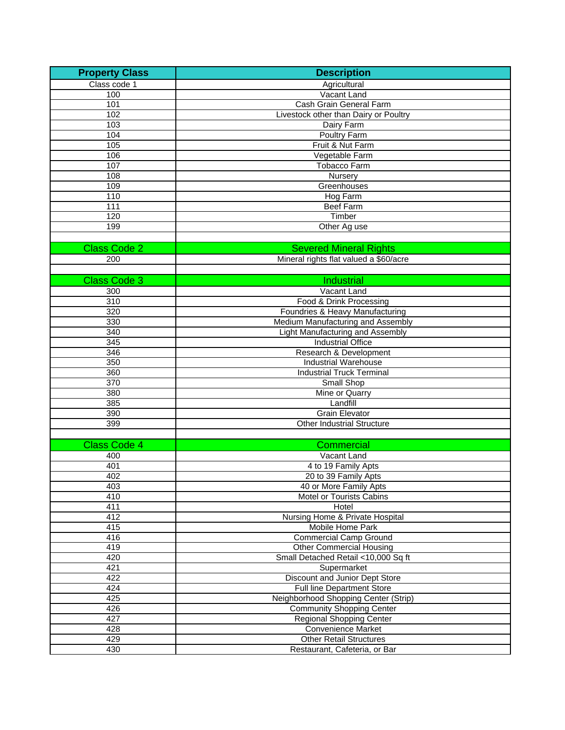| Property Class | Description |
|---|---|
| Class code 1 | Agricultural |
| 100 | Vacant Land |
| 101 | Cash Grain General Farm |
| 102 | Livestock other than Dairy or Poultry |
| 103 | Dairy Farm |
| 104 | Poultry Farm |
| 105 | Fruit & Nut Farm |
| 106 | Vegetable Farm |
| 107 | Tobacco Farm |
| 108 | Nursery |
| 109 | Greenhouses |
| 110 | Hog Farm |
| 111 | Beef Farm |
| 120 | Timber |
| 199 | Other Ag use |
| | |
| Class Code 2 | Severed Mineral Rights |
| 200 | Mineral rights flat valued a $60/acre |
| | |
| Class Code 3 | Industrial |
| 300 | Vacant Land |
| 310 | Food & Drink Processing |
| 320 | Foundries & Heavy Manufacturing |
| 330 | Medium Manufacturing and Assembly |
| 340 | Light Manufacturing and Assembly |
| 345 | Industrial Office |
| 346 | Research & Development |
| 350 | Industrial Warehouse |
| 360 | Industrial Truck Terminal |
| 370 | Small Shop |
| 380 | Mine or Quarry |
| 385 | Landfill |
| 390 | Grain Elevator |
| 399 | Other Industrial Structure |
| | |
| Class Code 4 | Commercial |
| 400 | Vacant Land |
| 401 | 4 to 19 Family Apts |
| 402 | 20 to 39 Family Apts |
| 403 | 40 or More Family Apts |
| 410 | Motel or Tourists Cabins |
| 411 | Hotel |
| 412 | Nursing Home & Private Hospital |
| 415 | Mobile Home Park |
| 416 | Commercial Camp Ground |
| 419 | Other Commercial Housing |
| 420 | Small Detached Retail <10,000 Sq ft |
| 421 | Supermarket |
| 422 | Discount and Junior Dept Store |
| 424 | Full line Department Store |
| 425 | Neighborhood Shopping Center (Strip) |
| 426 | Community Shopping Center |
| 427 | Regional Shopping Center |
| 428 | Convenience Market |
| 429 | Other Retail Structures |
| 430 | Restaurant, Cafeteria, or Bar |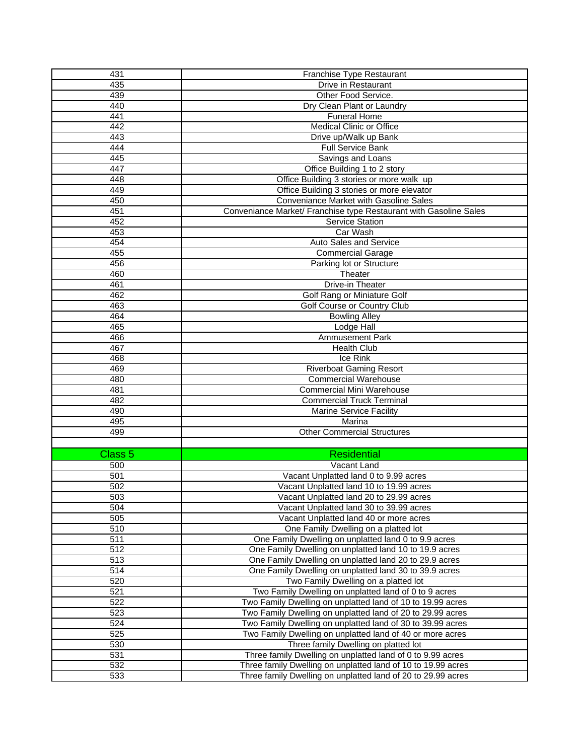| | |
|---|---|
| 431 | Franchise Type Restaurant |
| 435 | Drive in Restaurant |
| 439 | Other Food Service. |
| 440 | Dry Clean Plant or Laundry |
| 441 | Funeral Home |
| 442 | Medical Clinic or Office |
| 443 | Drive up/Walk up Bank |
| 444 | Full Service Bank |
| 445 | Savings and Loans |
| 447 | Office Building 1 to 2 story |
| 448 | Office Building 3 stories or more walk up |
| 449 | Office Building 3 stories or more elevator |
| 450 | Conveniance Market with Gasoline Sales |
| 451 | Conveniance Market/ Franchise type Restaurant with Gasoline Sales |
| 452 | Service Station |
| 453 | Car Wash |
| 454 | Auto Sales and Service |
| 455 | Commercial Garage |
| 456 | Parking lot or Structure |
| 460 | Theater |
| 461 | Drive-in Theater |
| 462 | Golf Rang or Miniature Golf |
| 463 | Golf Course or Country Club |
| 464 | Bowling Alley |
| 465 | Lodge Hall |
| 466 | Ammusement Park |
| 467 | Health Club |
| 468 | Ice Rink |
| 469 | Riverboat Gaming Resort |
| 480 | Commercial Warehouse |
| 481 | Commercial Mini Warehouse |
| 482 | Commercial Truck Terminal |
| 490 | Marine Service Facility |
| 495 | Marina |
| 499 | Other Commercial Structures |
| | |
| Class 5 | Residential |
| 500 | Vacant Land |
| 501 | Vacant Unplatted land 0 to 9.99 acres |
| 502 | Vacant Unplatted land 10 to 19.99 acres |
| 503 | Vacant Unplatted land 20 to 29.99 acres |
| 504 | Vacant Unplatted land 30 to 39.99 acres |
| 505 | Vacant Unplatted land 40 or more acres |
| 510 | One Family Dwelling on a platted lot |
| 511 | One Family Dwelling on unplatted land 0 to 9.9 acres |
| 512 | One Family Dwelling on unplatted land 10 to 19.9 acres |
| 513 | One Family Dwelling on unplatted land 20 to 29.9 acres |
| 514 | One Family Dwelling on unplatted land 30 to 39.9 acres |
| 520 | Two Family Dwelling on a platted lot |
| 521 | Two Family Dwelling on unplatted land of 0 to 9 acres |
| 522 | Two Family Dwelling on unplatted land of 10 to 19.99 acres |
| 523 | Two Family Dwelling on unplatted land of 20 to 29.99 acres |
| 524 | Two Family Dwelling on unplatted land of 30 to 39.99 acres |
| 525 | Two Family Dwelling on unplatted land of 40 or more acres |
| 530 | Three family Dwelling on platted lot |
| 531 | Three family Dwelling on unplatted land of 0 to 9.99 acres |
| 532 | Three family Dwelling on unplatted land of 10 to 19.99 acres |
| 533 | Three family Dwelling on unplatted land of 20 to 29.99 acres |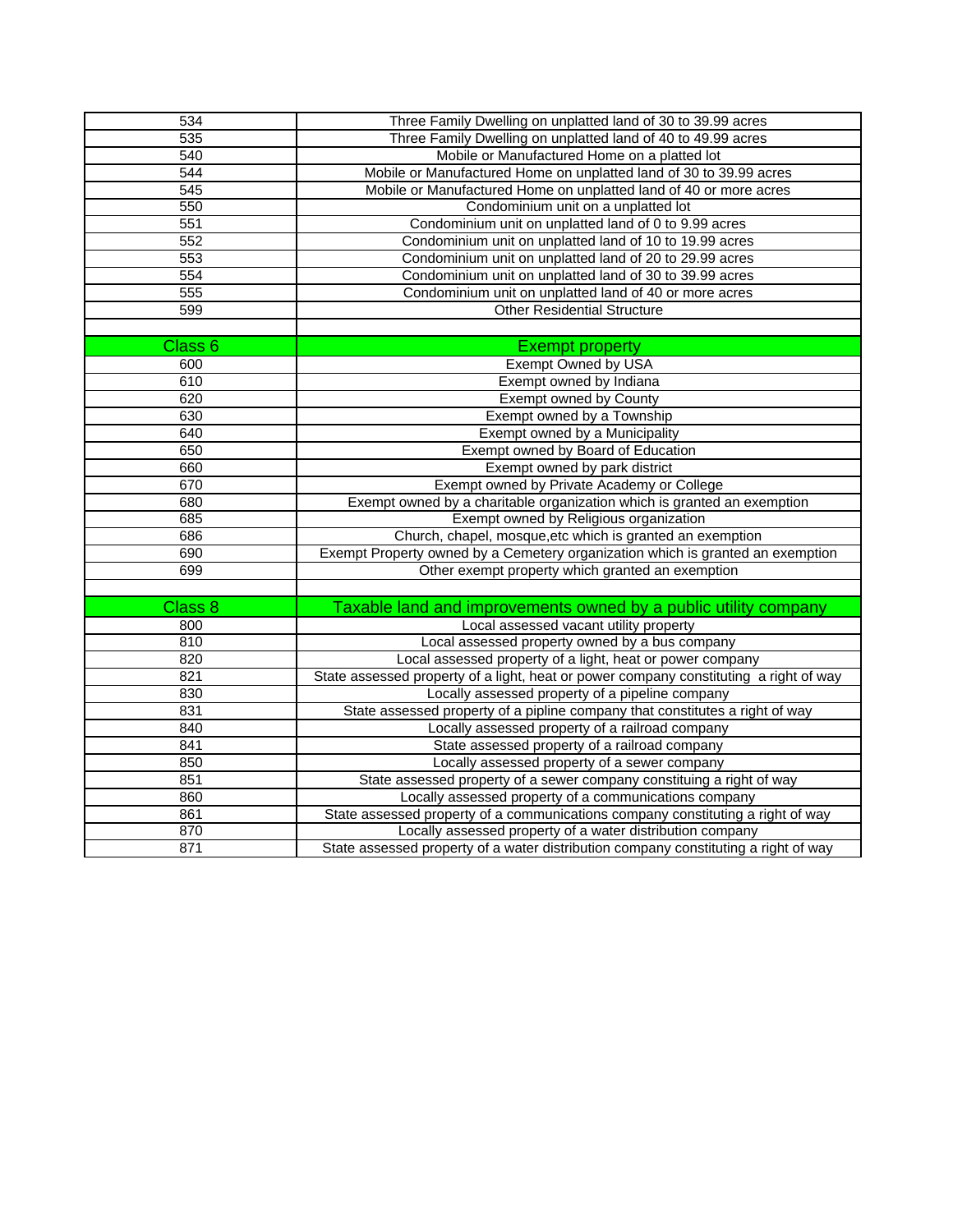| | |
|---|---|
| 534 | Three Family Dwelling on unplatted land of 30 to 39.99 acres |
| 535 | Three Family Dwelling on unplatted land of 40 to 49.99 acres |
| 540 | Mobile or Manufactured Home on a platted lot |
| 544 | Mobile or Manufactured Home on unplatted land of 30 to 39.99 acres |
| 545 | Mobile or Manufactured Home on unplatted land of 40 or more acres |
| 550 | Condominium unit on a unplatted lot |
| 551 | Condominium unit on unplatted land of 0 to 9.99 acres |
| 552 | Condominium unit on unplatted land of 10 to 19.99 acres |
| 553 | Condominium unit on unplatted land of 20 to 29.99 acres |
| 554 | Condominium unit on unplatted land of 30 to 39.99 acres |
| 555 | Condominium unit on unplatted land of 40 or more acres |
| 599 | Other Residential Structure |
| | |
| Class 6 | Exempt property |
| 600 | Exempt Owned by USA |
| 610 | Exempt owned by Indiana |
| 620 | Exempt owned by County |
| 630 | Exempt owned by a Township |
| 640 | Exempt owned by a Municipality |
| 650 | Exempt owned by Board of Education |
| 660 | Exempt owned by park district |
| 670 | Exempt owned by Private Academy or College |
| 680 | Exempt owned by a charitable organization which is granted an exemption |
| 685 | Exempt owned by Religious organization |
| 686 | Church, chapel, mosque,etc which is granted an exemption |
| 690 | Exempt Property owned by a Cemetery organization which is granted an exemption |
| 699 | Other exempt property which granted an exemption |
| | |
| Class 8 | Taxable land and improvements owned by a public utility company |
| 800 | Local assessed vacant utility property |
| 810 | Local assessed property owned by a bus company |
| 820 | Local assessed property of a light, heat or power company |
| 821 | State assessed property of a light, heat or power company constituting a right of way |
| 830 | Locally assessed property of a pipeline company |
| 831 | State assessed property of a pipline company that constitutes a right of way |
| 840 | Locally assessed property of a railroad company |
| 841 | State assessed property of a railroad company |
| 850 | Locally assessed property of a sewer company |
| 851 | State assessed property of a sewer company constituing a right of way |
| 860 | Locally assessed property of a communications company |
| 861 | State assessed property of a communications company constituting a right of way |
| 870 | Locally assessed property of a water distribution company |
| 871 | State assessed property of a water distribution company constituting a right of way |